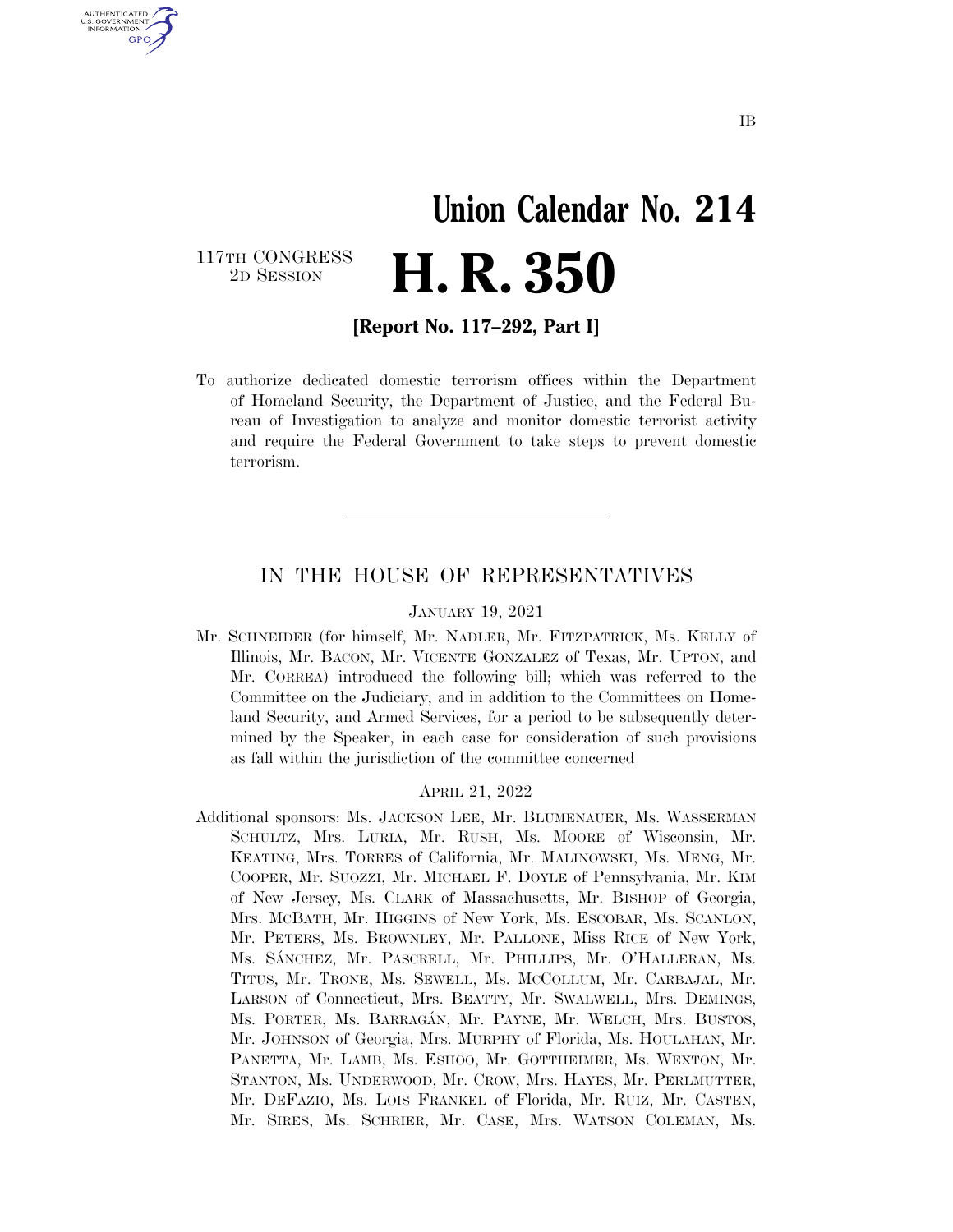IB

# Union Calendar No. 214

117TH CONGRESS
2D SESSION

# H. R. 350

**[Report No. 117–292, Part I]**

To authorize dedicated domestic terrorism offices within the Department of Homeland Security, the Department of Justice, and the Federal Bureau of Investigation to analyze and monitor domestic terrorist activity and require the Federal Government to take steps to prevent domestic terrorism.

---

## IN THE HOUSE OF REPRESENTATIVES

JANUARY 19, 2021

Mr. SCHNEIDER (for himself, Mr. NADLER, Mr. FITZPATRICK, Ms. KELLY of Illinois, Mr. BACON, Mr. VICENTE GONZALEZ of Texas, Mr. UPTON, and Mr. CORREA) introduced the following bill; which was referred to the Committee on the Judiciary, and in addition to the Committees on Homeland Security, and Armed Services, for a period to be subsequently determined by the Speaker, in each case for consideration of such provisions as fall within the jurisdiction of the committee concerned

APRIL 21, 2022

Additional sponsors: Ms. JACKSON LEE, Mr. BLUMENAUER, Ms. WASSERMAN SCHULTZ, Mrs. LURIA, Mr. RUSH, Ms. MOORE of Wisconsin, Mr. KEATING, Mrs. TORRES of California, Mr. MALINOWSKI, Ms. MENG, Mr. COOPER, Mr. SUOZZI, Mr. MICHAEL F. DOYLE of Pennsylvania, Mr. KIM of New Jersey, Ms. CLARK of Massachusetts, Mr. BISHOP of Georgia, Mrs. MCBATH, Mr. HIGGINS of New York, Ms. ESCOBAR, Ms. SCANLON, Mr. PETERS, Ms. BROWNLEY, Mr. PALLONE, Miss RICE of New York, Ms. SÁNCHEZ, Mr. PASCRELL, Mr. PHILLIPS, Mr. O'HALLERAN, Ms. TITUS, Mr. TRONE, Ms. SEWELL, Ms. MCCOLLUM, Mr. CARBAJAL, Mr. LARSON of Connecticut, Mrs. BEATTY, Mr. SWALWELL, Mrs. DEMINGS, Ms. PORTER, Ms. BARRAGÁN, Mr. PAYNE, Mr. WELCH, Mrs. BUSTOS, Mr. JOHNSON of Georgia, Mrs. MURPHY of Florida, Ms. HOULAHAN, Mr. PANETTA, Mr. LAMB, Ms. ESHOO, Mr. GOTTHEIMER, Ms. WEXTON, Mr. STANTON, Ms. UNDERWOOD, Mr. CROW, Mrs. HAYES, Mr. PERLMUTTER, Mr. DEFAZIO, Ms. LOIS FRANKEL of Florida, Mr. RUIZ, Mr. CASTEN, Mr. SIRES, Ms. SCHRIER, Mr. CASE, Mrs. WATSON COLEMAN, Ms.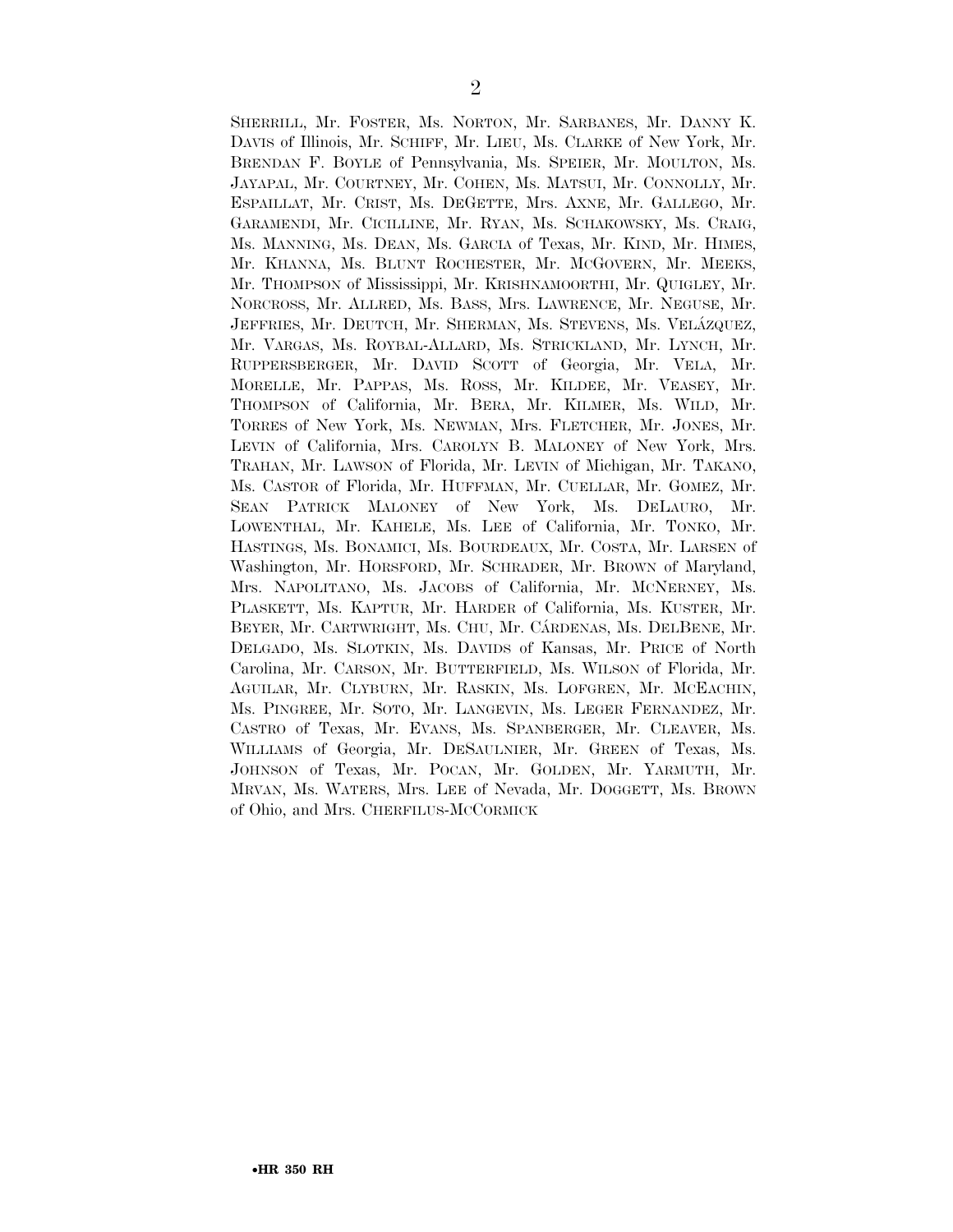SHERRILL, Mr. FOSTER, Ms. NORTON, Mr. SARBANES, Mr. DANNY K. DAVIS of Illinois, Mr. SCHIFF, Mr. LIEU, Ms. CLARKE of New York, Mr. BRENDAN F. BOYLE of Pennsylvania, Ms. SPEIER, Mr. MOULTON, Ms. JAYAPAL, Mr. COURTNEY, Mr. COHEN, Ms. MATSUI, Mr. CONNOLLY, Mr. ESPAILLAT, Mr. CRIST, Ms. DEGETTE, Mrs. AXNE, Mr. GALLEGO, Mr. GARAMENDI, Mr. CICILLINE, Mr. RYAN, Ms. SCHAKOWSKY, Ms. CRAIG, Ms. MANNING, Ms. DEAN, Ms. GARCIA of Texas, Mr. KIND, Mr. HIMES, Mr. KHANNA, Ms. BLUNT ROCHESTER, Mr. MCGOVERN, Mr. MEEKS, Mr. THOMPSON of Mississippi, Mr. KRISHNAMOORTHI, Mr. QUIGLEY, Mr. NORCROSS, Mr. ALLRED, Ms. BASS, Mrs. LAWRENCE, Mr. NEGUSE, Mr. JEFFRIES, Mr. DEUTCH, Mr. SHERMAN, Ms. STEVENS, Ms. VELÁZQUEZ, Mr. VARGAS, Ms. ROYBAL-ALLARD, Ms. STRICKLAND, Mr. LYNCH, Mr. RUPPERSBERGER, Mr. DAVID SCOTT of Georgia, Mr. VELA, Mr. MORELLE, Mr. PAPPAS, Ms. ROSS, Mr. KILDEE, Mr. VEASEY, Mr. THOMPSON of California, Mr. BERA, Mr. KILMER, Ms. WILD, Mr. TORRES of New York, Ms. NEWMAN, Mrs. FLETCHER, Mr. JONES, Mr. LEVIN of California, Mrs. CAROLYN B. MALONEY of New York, Mrs. TRAHAN, Mr. LAWSON of Florida, Mr. LEVIN of Michigan, Mr. TAKANO, Ms. CASTOR of Florida, Mr. HUFFMAN, Mr. CUELLAR, Mr. GOMEZ, Mr. SEAN PATRICK MALONEY of New York, Ms. DELAURO, Mr. LOWENTHAL, Mr. KAHELE, Ms. LEE of California, Mr. TONKO, Mr. HASTINGS, Ms. BONAMICI, Ms. BOURDEAUX, Mr. COSTA, Mr. LARSEN of Washington, Mr. HORSFORD, Mr. SCHRADER, Mr. BROWN of Maryland, Mrs. NAPOLITANO, Ms. JACOBS of California, Mr. MCNERNEY, Ms. PLASKETT, Ms. KAPTUR, Mr. HARDER of California, Ms. KUSTER, Mr. BEYER, Mr. CARTWRIGHT, Ms. CHU, Mr. CÁRDENAS, Ms. DELBENE, Mr. DELGADO, Ms. SLOTKIN, Ms. DAVIDS of Kansas, Mr. PRICE of North Carolina, Mr. CARSON, Mr. BUTTERFIELD, Ms. WILSON of Florida, Mr. AGUILAR, Mr. CLYBURN, Mr. RASKIN, Ms. LOFGREN, Mr. MCEACHIN, Ms. PINGREE, Mr. SOTO, Mr. LANGEVIN, Ms. LEGER FERNANDEZ, Mr. CASTRO of Texas, Mr. EVANS, Ms. SPANBERGER, Mr. CLEAVER, Ms. WILLIAMS of Georgia, Mr. DESAULNIER, Mr. GREEN of Texas, Ms. JOHNSON of Texas, Mr. POCAN, Mr. GOLDEN, Mr. YARMUTH, Mr. MRVAN, Ms. WATERS, Mrs. LEE of Nevada, Mr. DOGGETT, Ms. BROWN of Ohio, and Mrs. CHERFILUS-MCCORMICK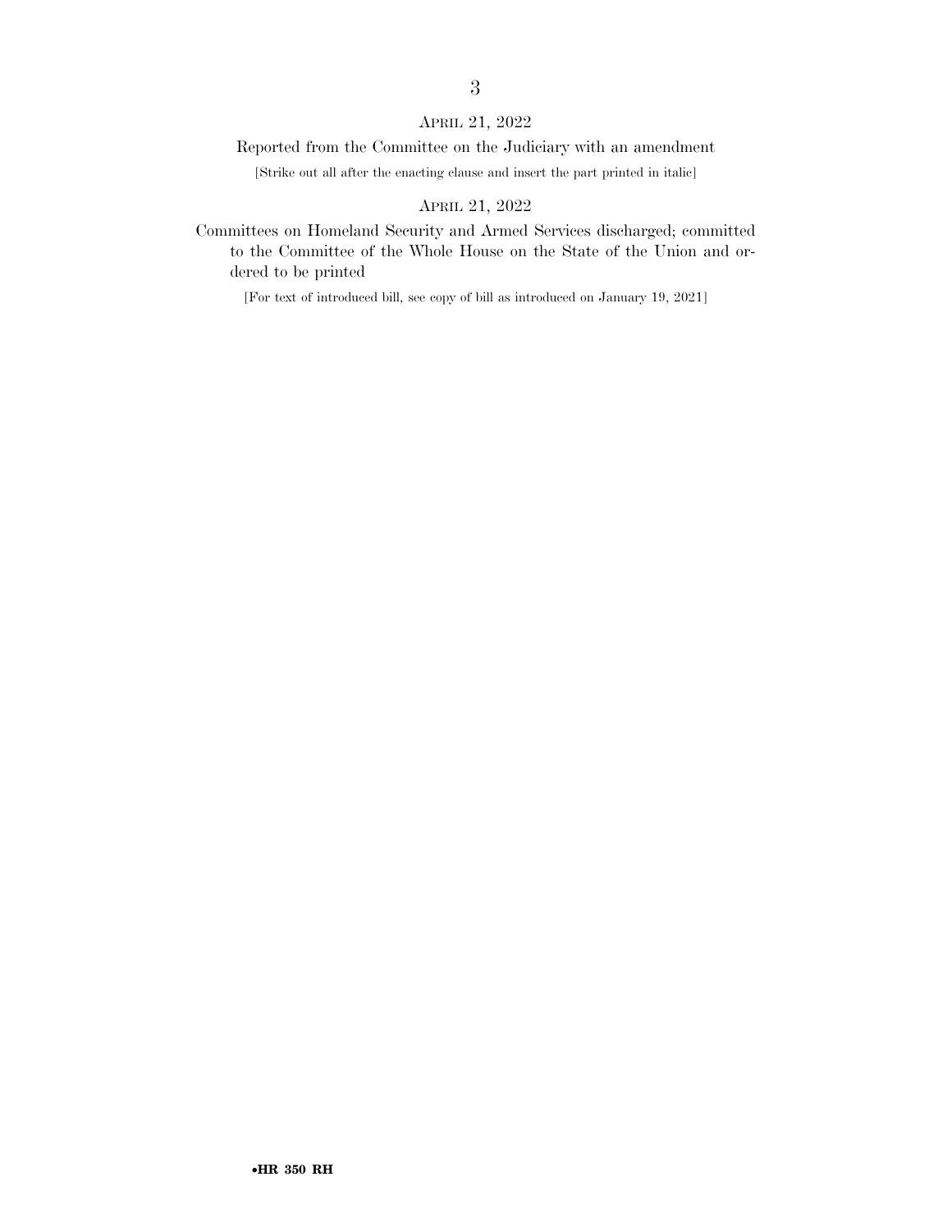April 21, 2022

Reported from the Committee on the Judiciary with an amendment

[Strike out all after the enacting clause and insert the part printed in italic]

April 21, 2022

Committees on Homeland Security and Armed Services discharged; committed to the Committee of the Whole House on the State of the Union and ordered to be printed

[For text of introduced bill, see copy of bill as introduced on January 19, 2021]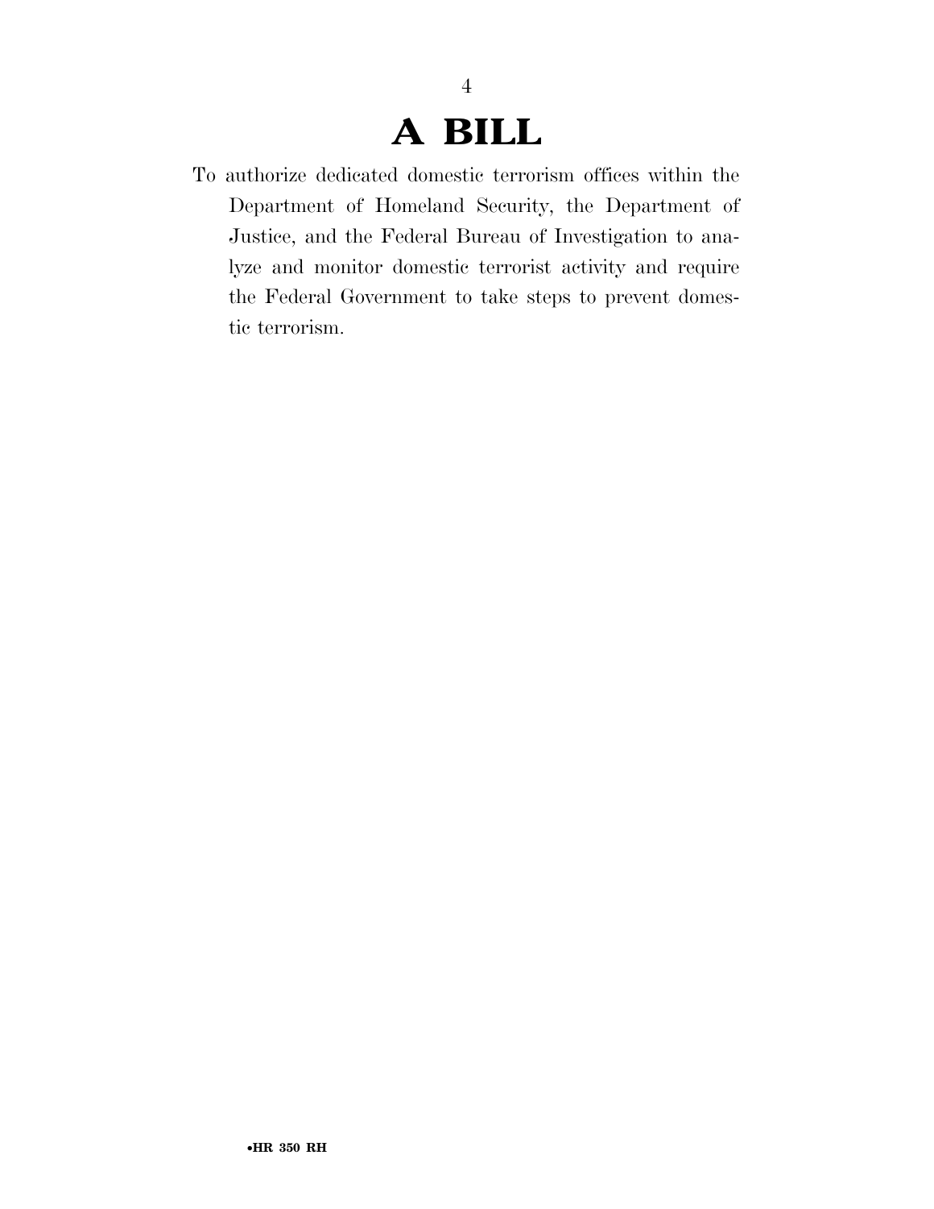# A BILL

To authorize dedicated domestic terrorism offices within the Department of Homeland Security, the Department of Justice, and the Federal Bureau of Investigation to analyze and monitor domestic terrorist activity and require the Federal Government to take steps to prevent domestic terrorism.

•HR 350 RH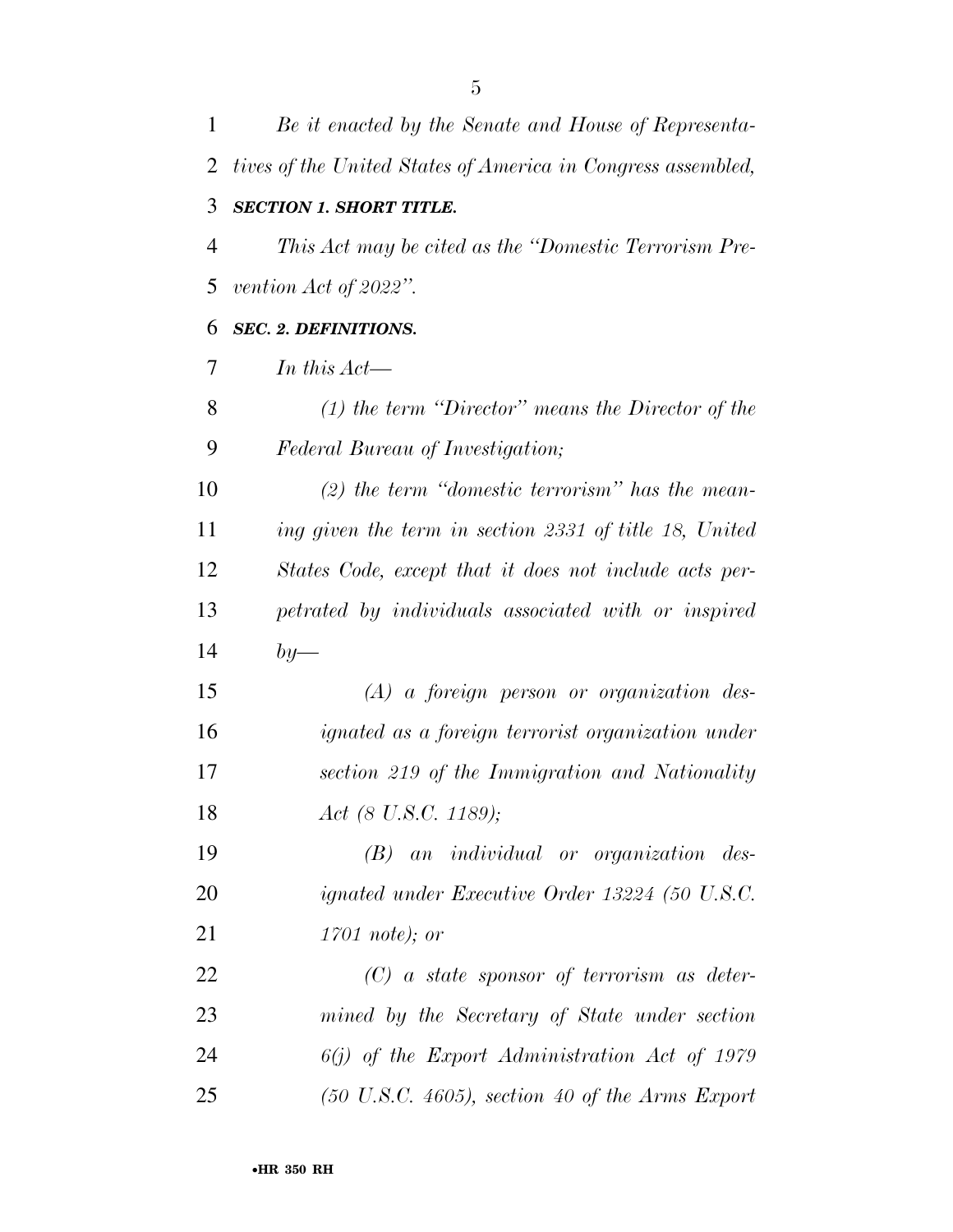*Be it enacted by the Senate and House of Representatives of the United States of America in Congress assembled,*

***SECTION 1. SHORT TITLE.***

*This Act may be cited as the "Domestic Terrorism Prevention Act of 2022".*

***SEC. 2. DEFINITIONS.***

*In this Act—*

*(1) the term "Director" means the Director of the Federal Bureau of Investigation;*

*(2) the term "domestic terrorism" has the meaning given the term in section 2331 of title 18, United States Code, except that it does not include acts perpetrated by individuals associated with or inspired by—*

*(A) a foreign person or organization designated as a foreign terrorist organization under section 219 of the Immigration and Nationality Act (8 U.S.C. 1189);*

*(B) an individual or organization designated under Executive Order 13224 (50 U.S.C. 1701 note); or*

*(C) a state sponsor of terrorism as determined by the Secretary of State under section 6(j) of the Export Administration Act of 1979 (50 U.S.C. 4605), section 40 of the Arms Export*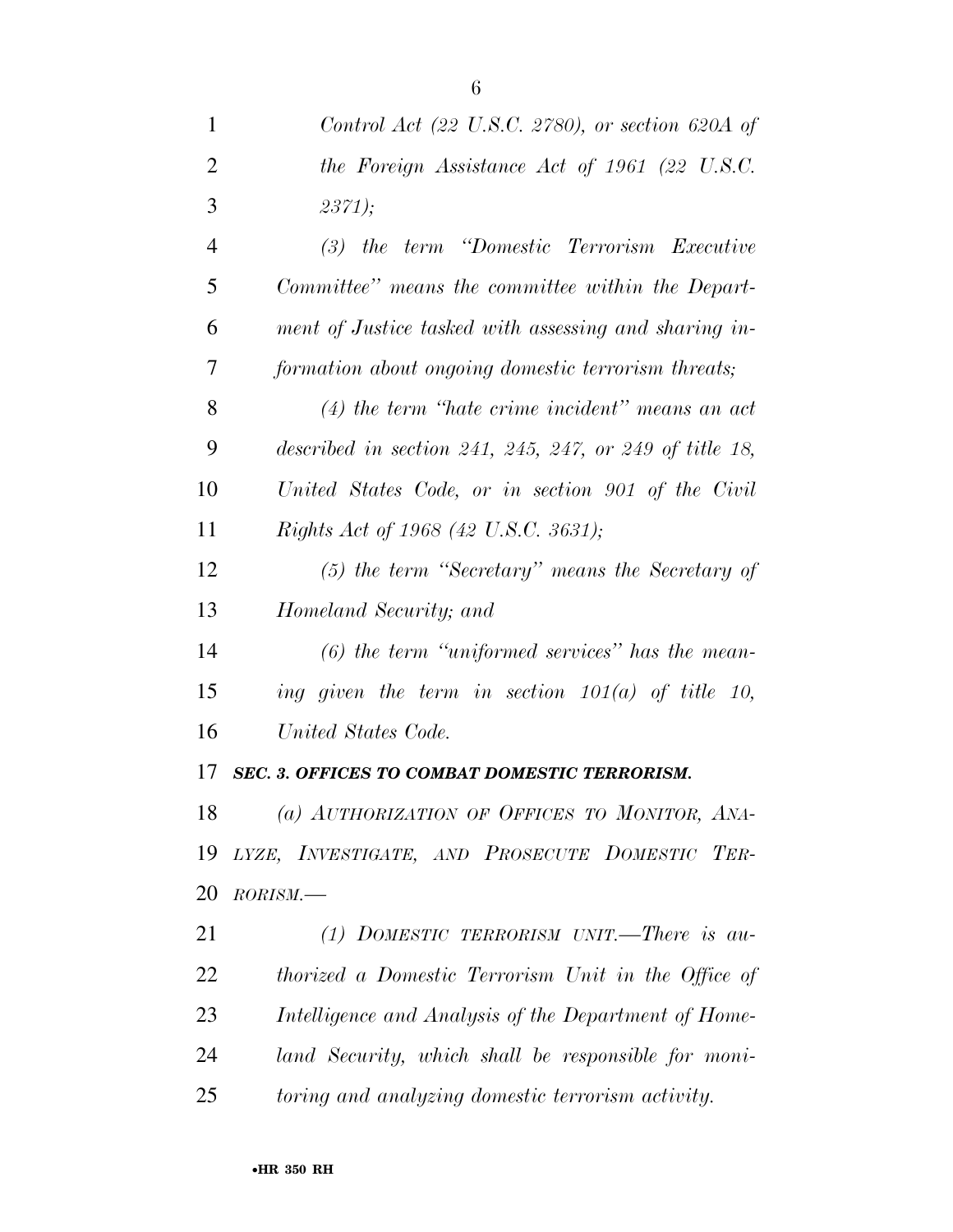*Control Act (22 U.S.C. 2780), or section 620A of the Foreign Assistance Act of 1961 (22 U.S.C. 2371);*

*(3) the term "Domestic Terrorism Executive Committee" means the committee within the Department of Justice tasked with assessing and sharing information about ongoing domestic terrorism threats;*

*(4) the term "hate crime incident" means an act described in section 241, 245, 247, or 249 of title 18, United States Code, or in section 901 of the Civil Rights Act of 1968 (42 U.S.C. 3631);*

*(5) the term "Secretary" means the Secretary of Homeland Security; and*

*(6) the term "uniformed services" has the meaning given the term in section 101(a) of title 10, United States Code.*

***SEC. 3. OFFICES TO COMBAT DOMESTIC TERRORISM.***

*(a) AUTHORIZATION OF OFFICES TO MONITOR, ANALYZE, INVESTIGATE, AND PROSECUTE DOMESTIC TERRORISM.—*

*(1) DOMESTIC TERRORISM UNIT.—There is authorized a Domestic Terrorism Unit in the Office of Intelligence and Analysis of the Department of Homeland Security, which shall be responsible for monitoring and analyzing domestic terrorism activity.*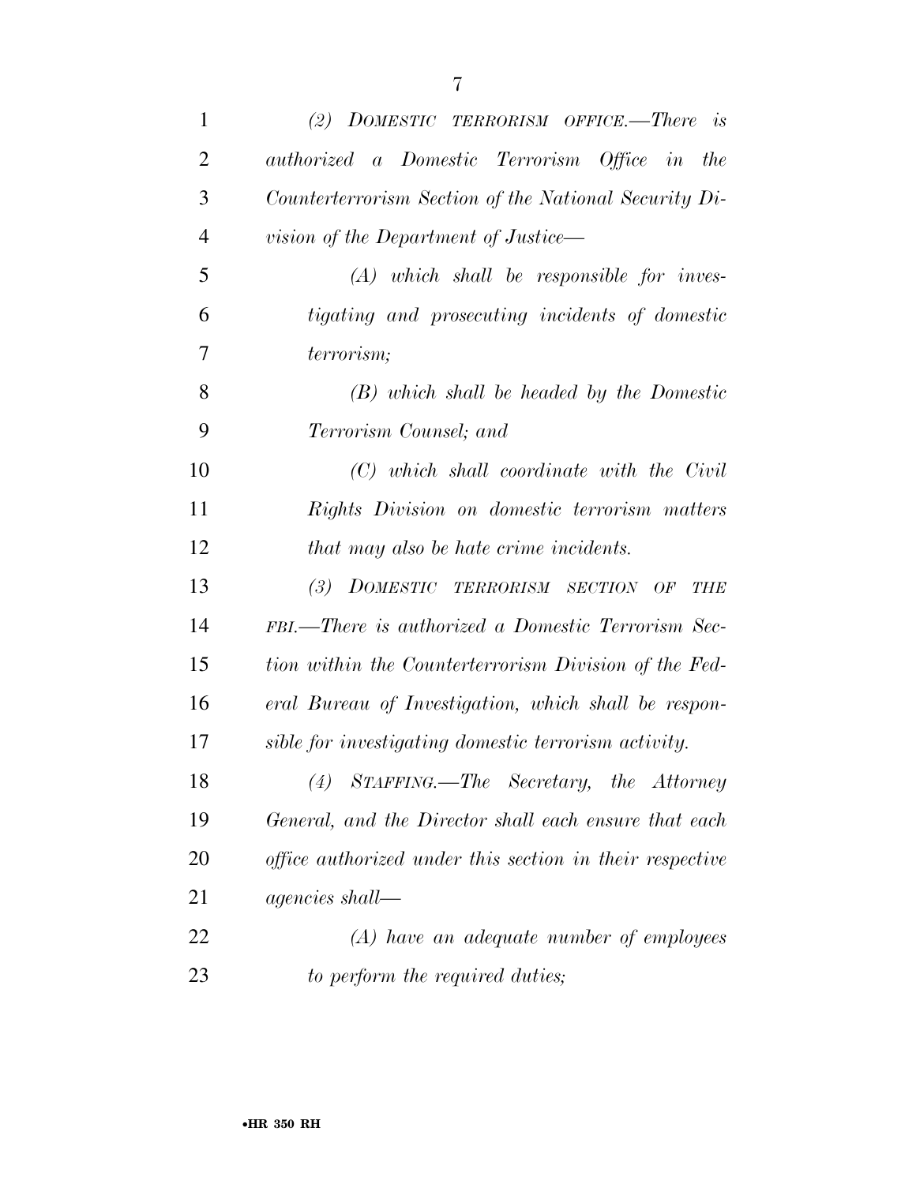*(2) DOMESTIC TERRORISM OFFICE.—There is authorized a Domestic Terrorism Office in the Counterterrorism Section of the National Security Division of the Department of Justice—*

*(A) which shall be responsible for investigating and prosecuting incidents of domestic terrorism;*

*(B) which shall be headed by the Domestic Terrorism Counsel; and*

*(C) which shall coordinate with the Civil Rights Division on domestic terrorism matters that may also be hate crime incidents.*

*(3) DOMESTIC TERRORISM SECTION OF THE FBI.—There is authorized a Domestic Terrorism Section within the Counterterrorism Division of the Federal Bureau of Investigation, which shall be responsible for investigating domestic terrorism activity.*

*(4) STAFFING.—The Secretary, the Attorney General, and the Director shall each ensure that each office authorized under this section in their respective agencies shall—*

*(A) have an adequate number of employees to perform the required duties;*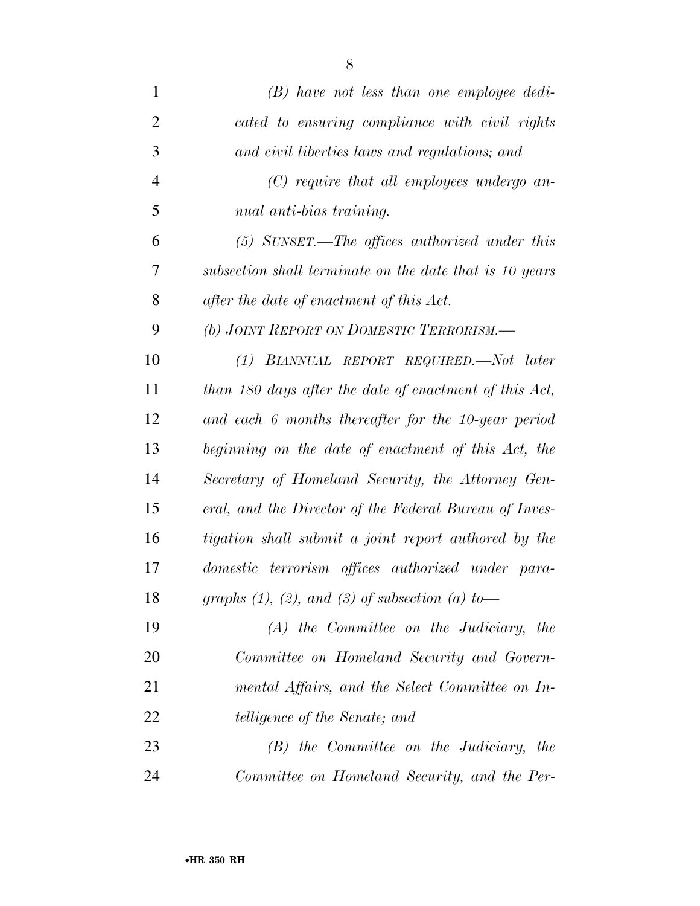*(B) have not less than one employee dedicated to ensuring compliance with civil rights and civil liberties laws and regulations; and*

*(C) require that all employees undergo annual anti-bias training.*

*(5) SUNSET.—The offices authorized under this subsection shall terminate on the date that is 10 years after the date of enactment of this Act.*

*(b) JOINT REPORT ON DOMESTIC TERRORISM.—*

*(1) BIANNUAL REPORT REQUIRED.—Not later than 180 days after the date of enactment of this Act, and each 6 months thereafter for the 10-year period beginning on the date of enactment of this Act, the Secretary of Homeland Security, the Attorney General, and the Director of the Federal Bureau of Investigation shall submit a joint report authored by the domestic terrorism offices authorized under paragraphs (1), (2), and (3) of subsection (a) to—*

*(A) the Committee on the Judiciary, the Committee on Homeland Security and Governmental Affairs, and the Select Committee on Intelligence of the Senate; and*

*(B) the Committee on the Judiciary, the Committee on Homeland Security, and the Per-*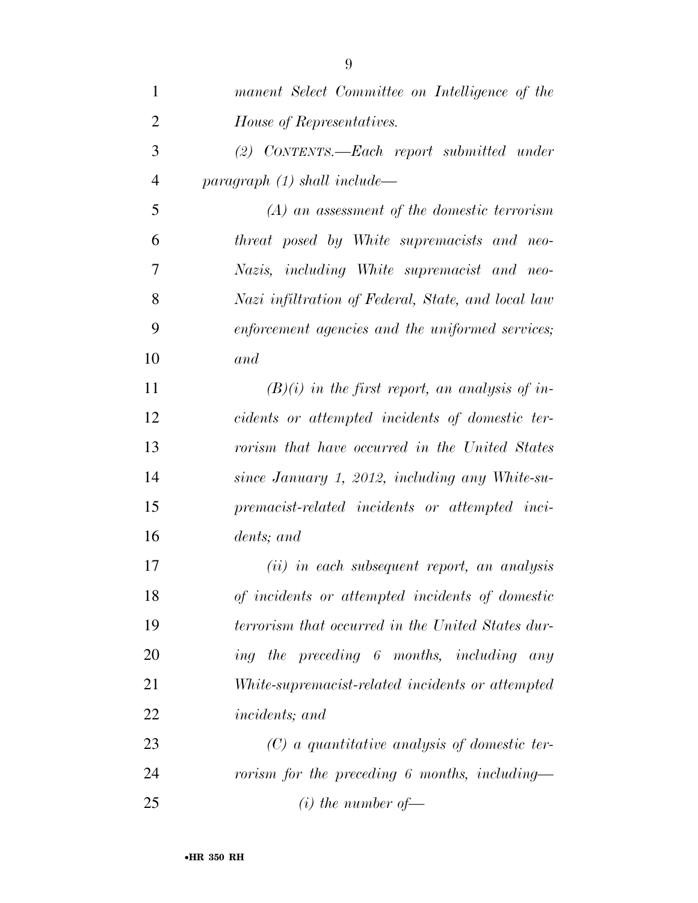*manent Select Committee on Intelligence of the House of Representatives.*

*(2) CONTENTS.—Each report submitted under paragraph (1) shall include—*

*(A) an assessment of the domestic terrorism threat posed by White supremacists and neo-Nazis, including White supremacist and neo-Nazi infiltration of Federal, State, and local law enforcement agencies and the uniformed services; and*

*(B)(i) in the first report, an analysis of incidents or attempted incidents of domestic terrorism that have occurred in the United States since January 1, 2012, including any White-supremacist-related incidents or attempted incidents; and*

*(ii) in each subsequent report, an analysis of incidents or attempted incidents of domestic terrorism that occurred in the United States during the preceding 6 months, including any White-supremacist-related incidents or attempted incidents; and*

*(C) a quantitative analysis of domestic terrorism for the preceding 6 months, including—*

*(i) the number of—*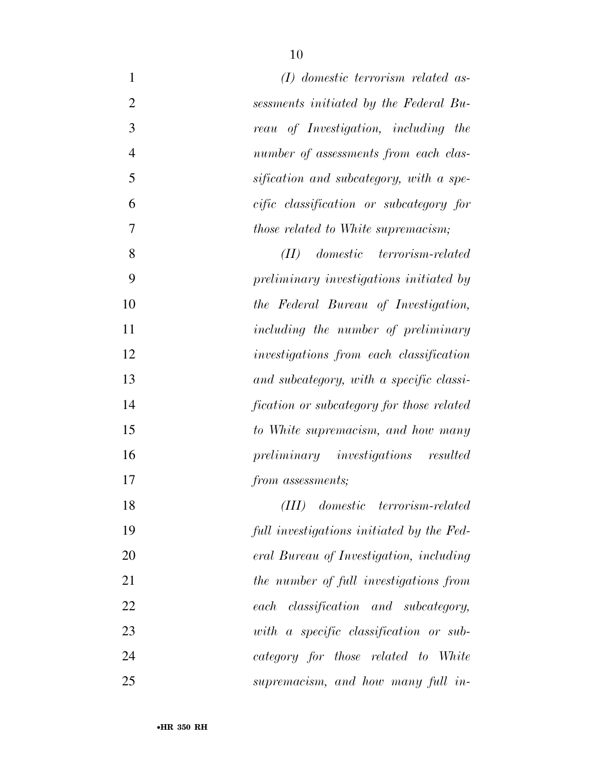*(I) domestic terrorism related assessments initiated by the Federal Bureau of Investigation, including the number of assessments from each classification and subcategory, with a specific classification or subcategory for those related to White supremacism;*

*(II) domestic terrorism-related preliminary investigations initiated by the Federal Bureau of Investigation, including the number of preliminary investigations from each classification and subcategory, with a specific classification or subcategory for those related to White supremacism, and how many preliminary investigations resulted from assessments;*

*(III) domestic terrorism-related full investigations initiated by the Federal Bureau of Investigation, including the number of full investigations from each classification and subcategory, with a specific classification or subcategory for those related to White supremacism, and how many full in-*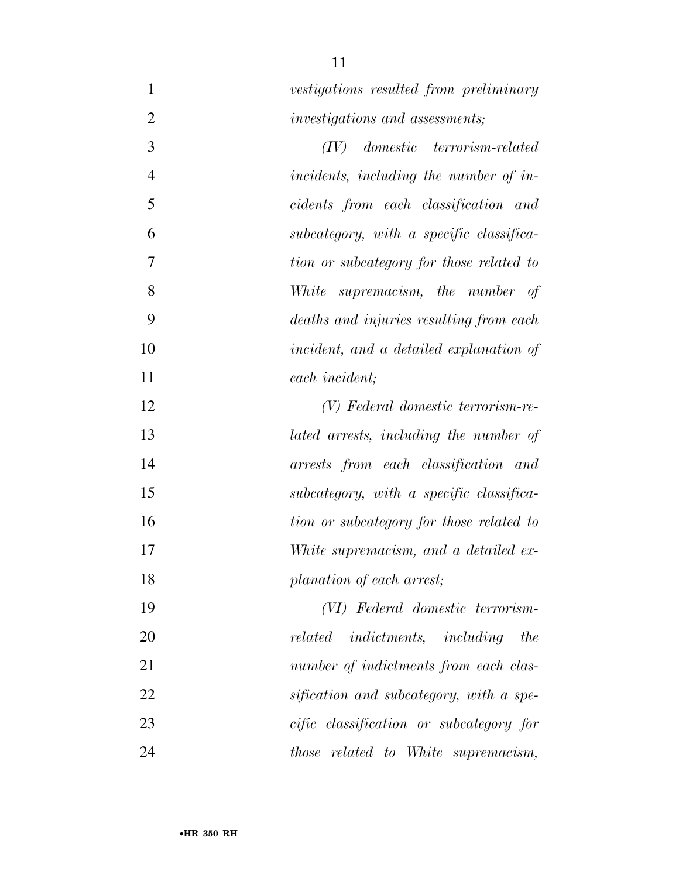*vestigations resulted from preliminary investigations and assessments;*

*(IV) domestic terrorism-related incidents, including the number of incidents from each classification and subcategory, with a specific classification or subcategory for those related to White supremacism, the number of deaths and injuries resulting from each incident, and a detailed explanation of each incident;*

*(V) Federal domestic terrorism-related arrests, including the number of arrests from each classification and subcategory, with a specific classification or subcategory for those related to White supremacism, and a detailed explanation of each arrest;*

*(VI) Federal domestic terrorism-related indictments, including the number of indictments from each classification and subcategory, with a specific classification or subcategory for those related to White supremacism,*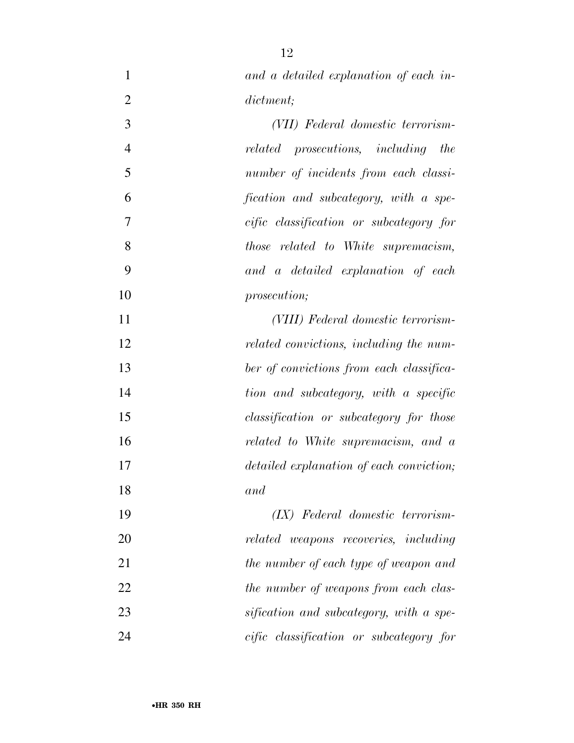*and a detailed explanation of each indictment;*

*(VII) Federal domestic terrorism-related prosecutions, including the number of incidents from each classification and subcategory, with a specific classification or subcategory for those related to White supremacism, and a detailed explanation of each prosecution;*

*(VIII) Federal domestic terrorism-related convictions, including the number of convictions from each classification and subcategory, with a specific classification or subcategory for those related to White supremacism, and a detailed explanation of each conviction; and*

*(IX) Federal domestic terrorism-related weapons recoveries, including the number of each type of weapon and the number of weapons from each classification and subcategory, with a specific classification or subcategory for*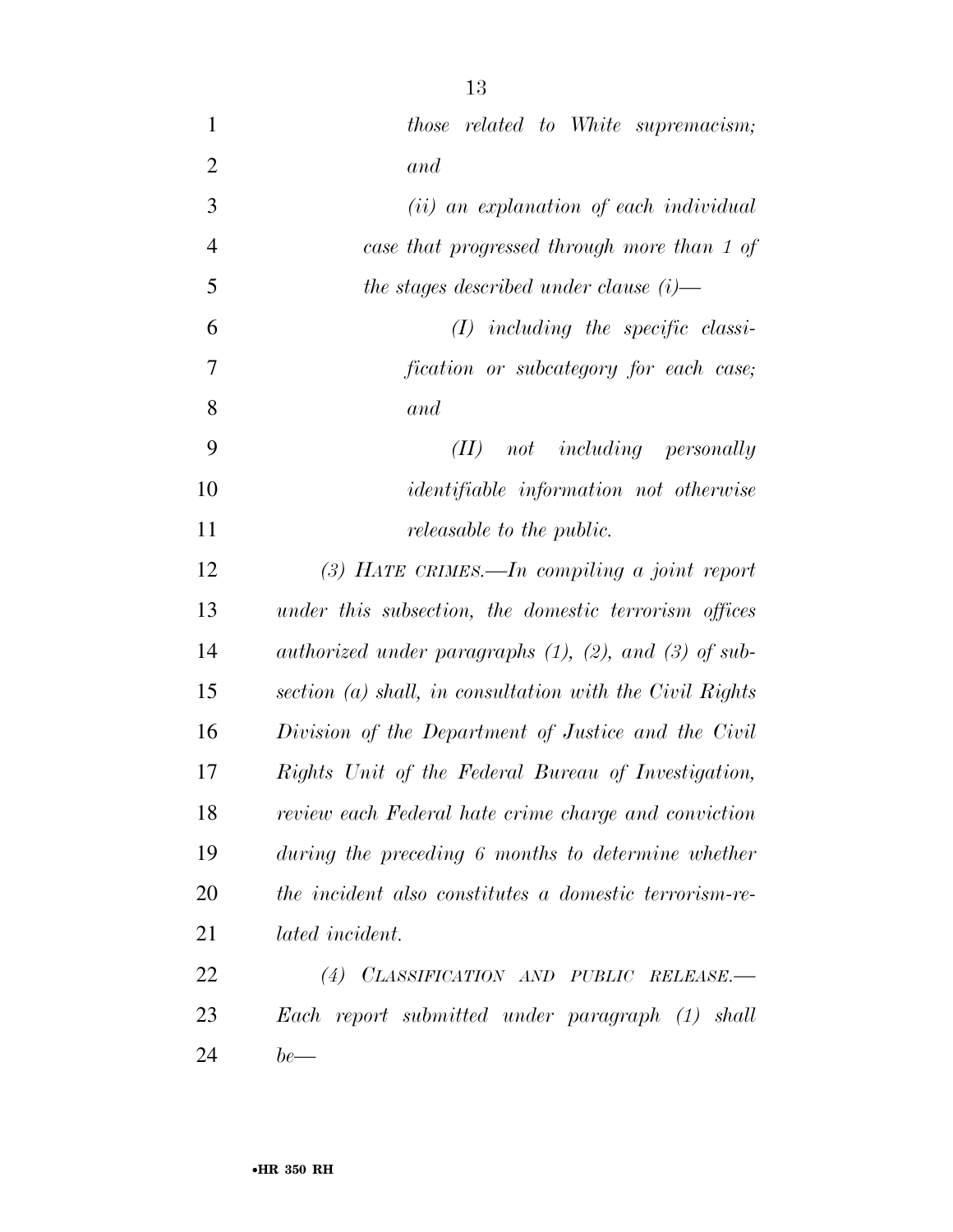*those related to White supremacism; and*

*(ii) an explanation of each individual case that progressed through more than 1 of the stages described under clause (i)—*

*(I) including the specific classification or subcategory for each case; and*

*(II) not including personally identifiable information not otherwise releasable to the public.*

*(3) HATE CRIMES.—In compiling a joint report under this subsection, the domestic terrorism offices authorized under paragraphs (1), (2), and (3) of subsection (a) shall, in consultation with the Civil Rights Division of the Department of Justice and the Civil Rights Unit of the Federal Bureau of Investigation, review each Federal hate crime charge and conviction during the preceding 6 months to determine whether the incident also constitutes a domestic terrorism-related incident.*

*(4) CLASSIFICATION AND PUBLIC RELEASE.—Each report submitted under paragraph (1) shall be—*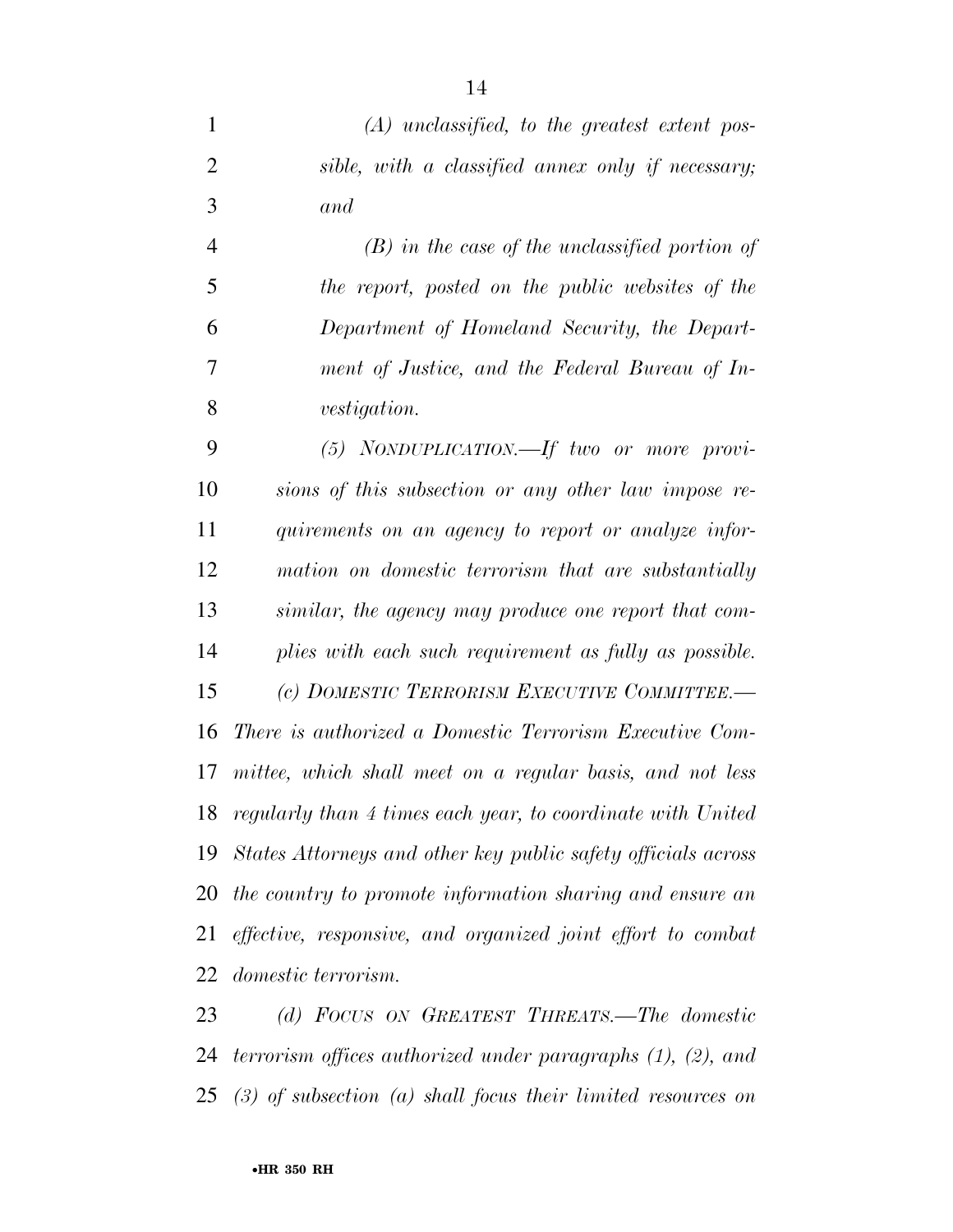*(A) unclassified, to the greatest extent possible, with a classified annex only if necessary; and*

*(B) in the case of the unclassified portion of the report, posted on the public websites of the Department of Homeland Security, the Department of Justice, and the Federal Bureau of Investigation.*

*(5) NONDUPLICATION.—If two or more provisions of this subsection or any other law impose requirements on an agency to report or analyze information on domestic terrorism that are substantially similar, the agency may produce one report that complies with each such requirement as fully as possible.*

*(c) DOMESTIC TERRORISM EXECUTIVE COMMITTEE.—There is authorized a Domestic Terrorism Executive Committee, which shall meet on a regular basis, and not less regularly than 4 times each year, to coordinate with United States Attorneys and other key public safety officials across the country to promote information sharing and ensure an effective, responsive, and organized joint effort to combat domestic terrorism.*

*(d) FOCUS ON GREATEST THREATS.—The domestic terrorism offices authorized under paragraphs (1), (2), and (3) of subsection (a) shall focus their limited resources on*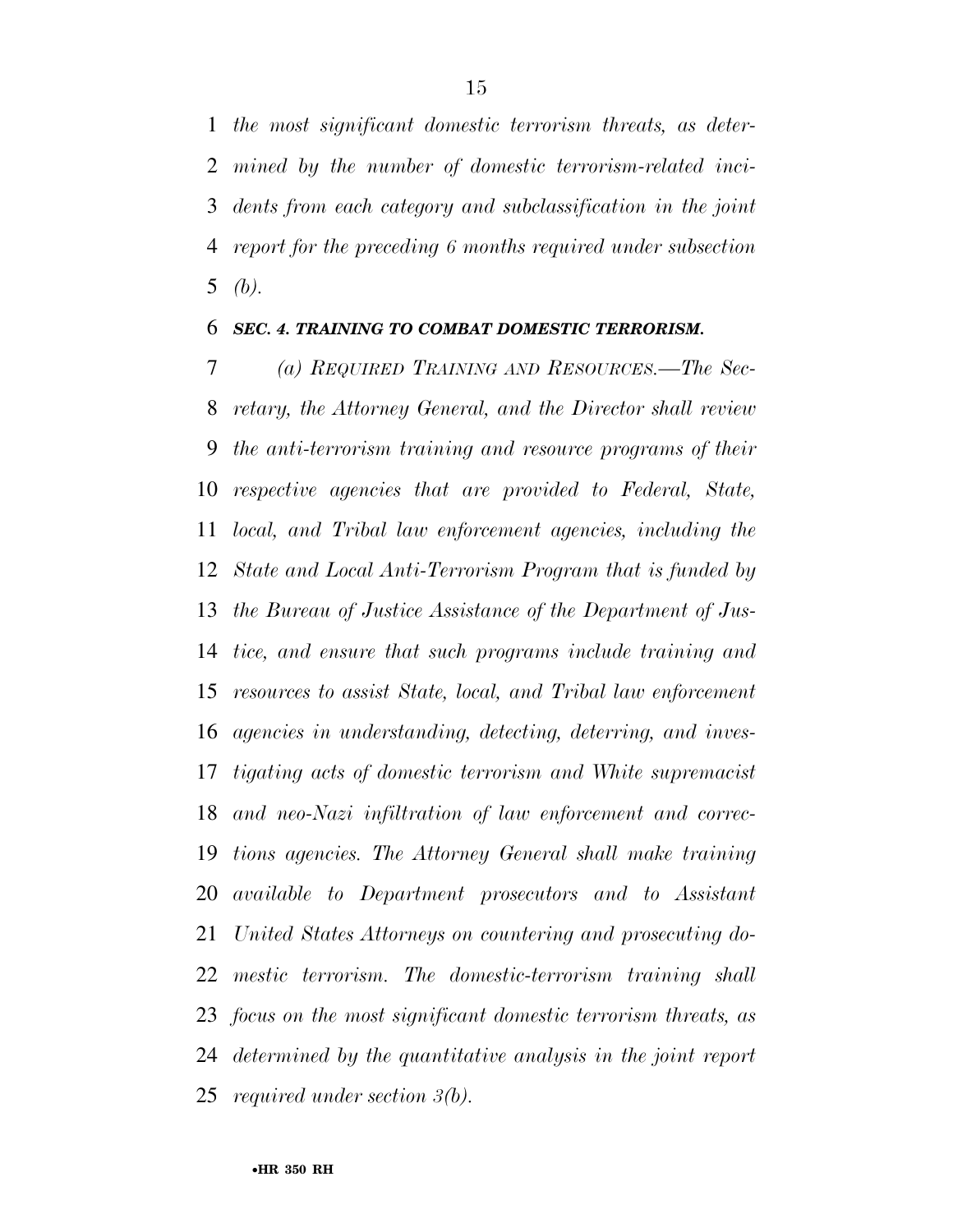*the most significant domestic terrorism threats, as determined by the number of domestic terrorism-related incidents from each category and subclassification in the joint report for the preceding 6 months required under subsection (b).*

***SEC. 4. TRAINING TO COMBAT DOMESTIC TERRORISM.***

*(a) REQUIRED TRAINING AND RESOURCES.—The Secretary, the Attorney General, and the Director shall review the anti-terrorism training and resource programs of their respective agencies that are provided to Federal, State, local, and Tribal law enforcement agencies, including the State and Local Anti-Terrorism Program that is funded by the Bureau of Justice Assistance of the Department of Justice, and ensure that such programs include training and resources to assist State, local, and Tribal law enforcement agencies in understanding, detecting, deterring, and investigating acts of domestic terrorism and White supremacist and neo-Nazi infiltration of law enforcement and corrections agencies. The Attorney General shall make training available to Department prosecutors and to Assistant United States Attorneys on countering and prosecuting domestic terrorism. The domestic-terrorism training shall focus on the most significant domestic terrorism threats, as determined by the quantitative analysis in the joint report required under section 3(b).*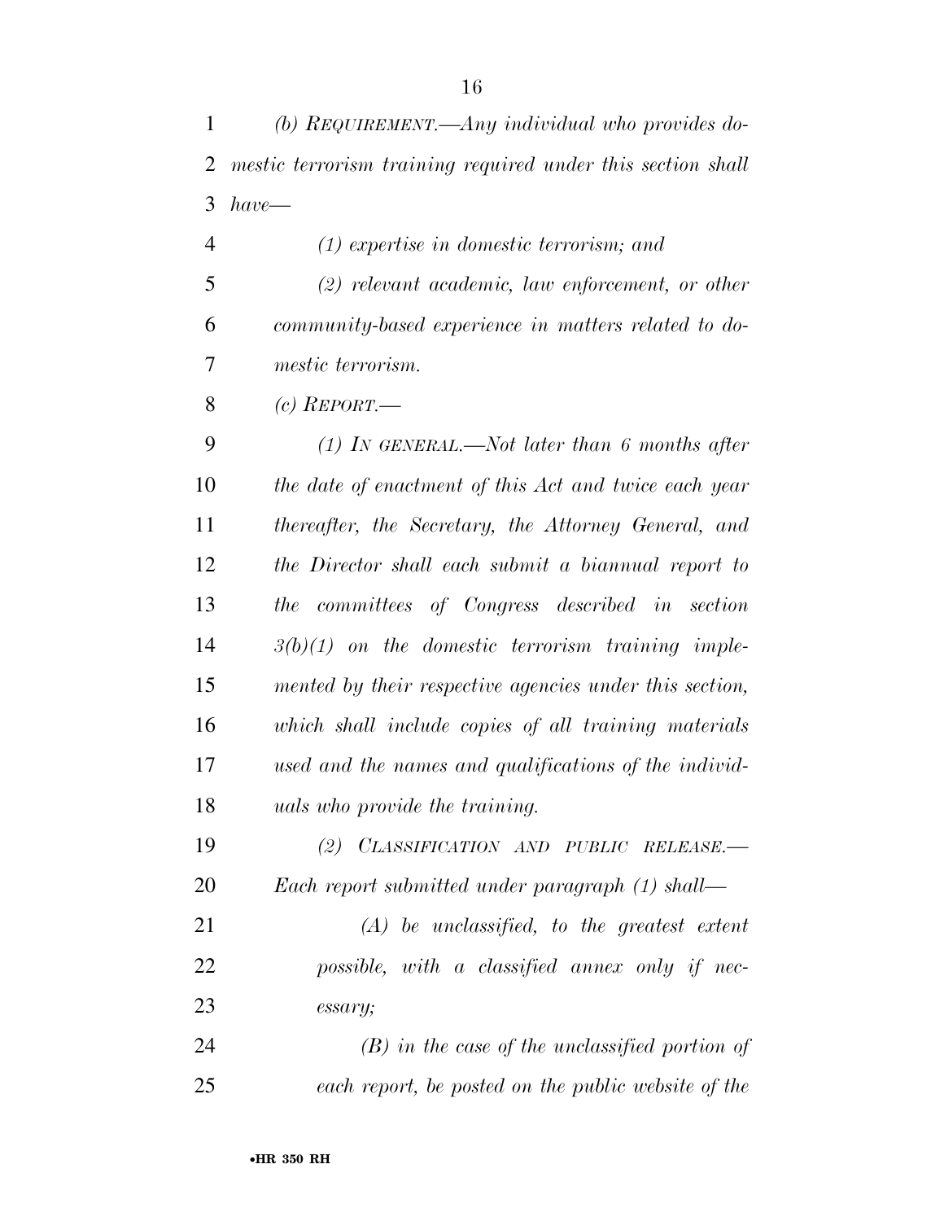*(b) REQUIREMENT.—Any individual who provides domestic terrorism training required under this section shall have—*

*(1) expertise in domestic terrorism; and*

*(2) relevant academic, law enforcement, or other community-based experience in matters related to domestic terrorism.*

*(c) REPORT.—*

*(1) IN GENERAL.—Not later than 6 months after the date of enactment of this Act and twice each year thereafter, the Secretary, the Attorney General, and the Director shall each submit a biannual report to the committees of Congress described in section 3(b)(1) on the domestic terrorism training implemented by their respective agencies under this section, which shall include copies of all training materials used and the names and qualifications of the individuals who provide the training.*

*(2) CLASSIFICATION AND PUBLIC RELEASE.—Each report submitted under paragraph (1) shall—*

*(A) be unclassified, to the greatest extent possible, with a classified annex only if necessary;*

*(B) in the case of the unclassified portion of each report, be posted on the public website of the*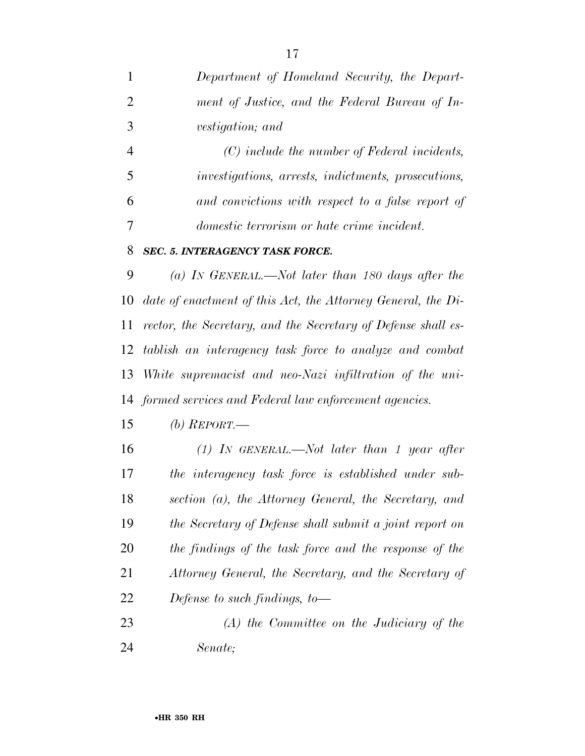*Department of Homeland Security, the Department of Justice, and the Federal Bureau of Investigation; and*

*(C) include the number of Federal incidents, investigations, arrests, indictments, prosecutions, and convictions with respect to a false report of domestic terrorism or hate crime incident.*

***SEC. 5. INTERAGENCY TASK FORCE.***

*(a) IN GENERAL.—Not later than 180 days after the date of enactment of this Act, the Attorney General, the Director, the Secretary, and the Secretary of Defense shall establish an interagency task force to analyze and combat White supremacist and neo-Nazi infiltration of the uniformed services and Federal law enforcement agencies.*

*(b) REPORT.—*

*(1) IN GENERAL.—Not later than 1 year after the interagency task force is established under subsection (a), the Attorney General, the Secretary, and the Secretary of Defense shall submit a joint report on the findings of the task force and the response of the Attorney General, the Secretary, and the Secretary of Defense to such findings, to—*

*(A) the Committee on the Judiciary of the Senate;*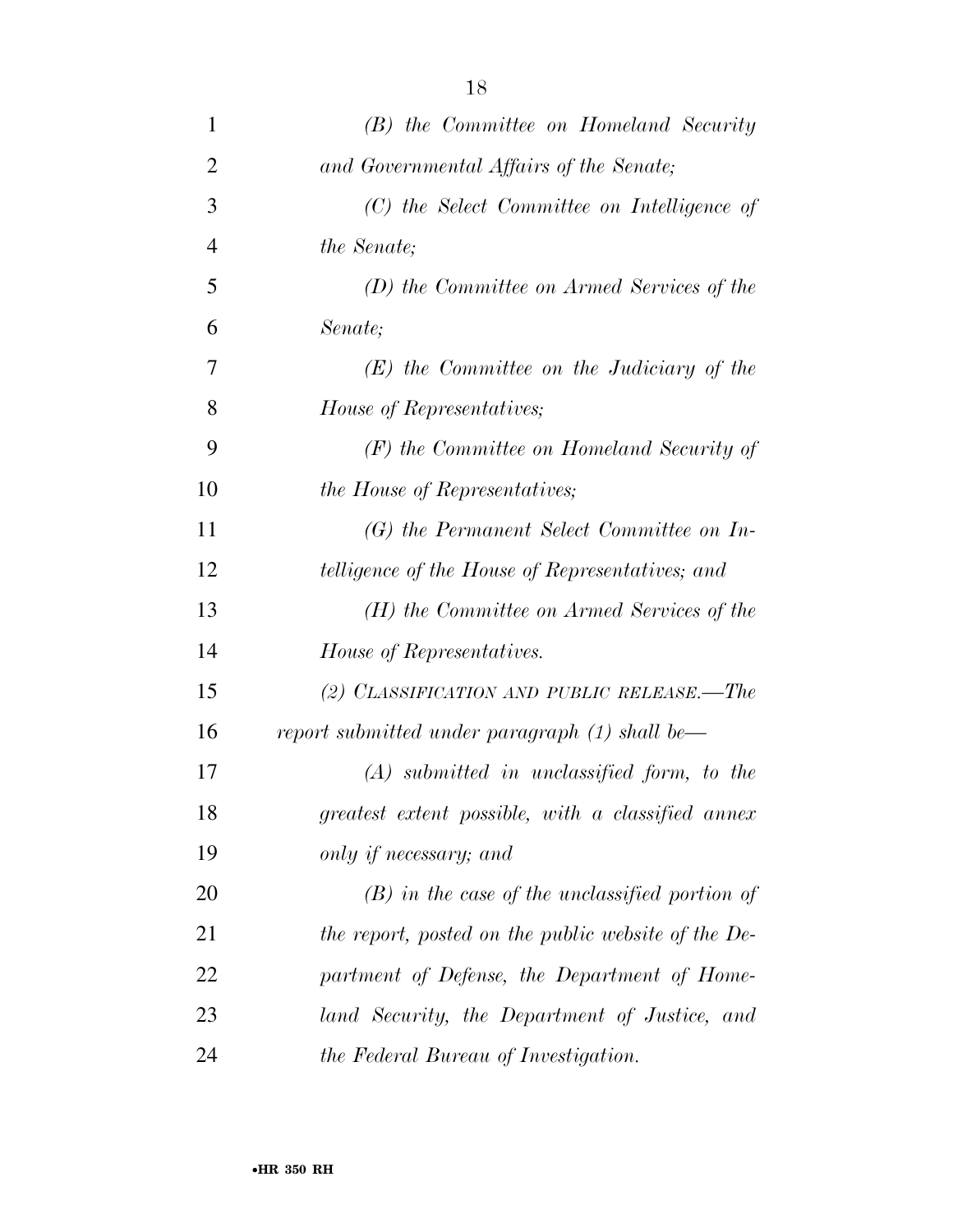*(B) the Committee on Homeland Security and Governmental Affairs of the Senate;*

*(C) the Select Committee on Intelligence of the Senate;*

*(D) the Committee on Armed Services of the Senate;*

*(E) the Committee on the Judiciary of the House of Representatives;*

*(F) the Committee on Homeland Security of the House of Representatives;*

*(G) the Permanent Select Committee on Intelligence of the House of Representatives; and*

*(H) the Committee on Armed Services of the House of Representatives.*

*(2) CLASSIFICATION AND PUBLIC RELEASE.—The report submitted under paragraph (1) shall be—*

*(A) submitted in unclassified form, to the greatest extent possible, with a classified annex only if necessary; and*

*(B) in the case of the unclassified portion of the report, posted on the public website of the Department of Defense, the Department of Homeland Security, the Department of Justice, and the Federal Bureau of Investigation.*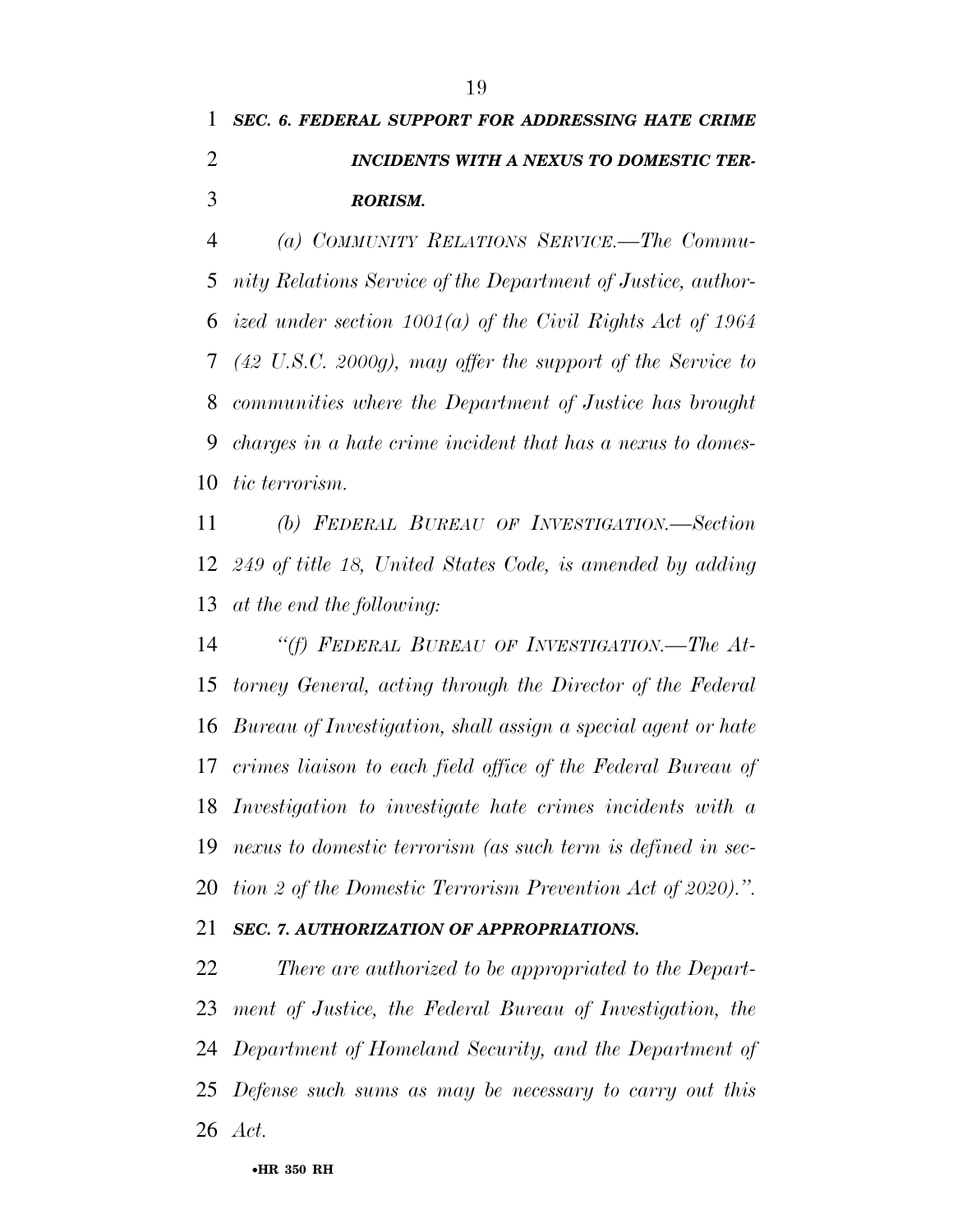***SEC. 6. FEDERAL SUPPORT FOR ADDRESSING HATE CRIME INCIDENTS WITH A NEXUS TO DOMESTIC TERRORISM.***

*(a) COMMUNITY RELATIONS SERVICE.—The Community Relations Service of the Department of Justice, authorized under section 1001(a) of the Civil Rights Act of 1964 (42 U.S.C. 2000g), may offer the support of the Service to communities where the Department of Justice has brought charges in a hate crime incident that has a nexus to domestic terrorism.*

*(b) FEDERAL BUREAU OF INVESTIGATION.—Section 249 of title 18, United States Code, is amended by adding at the end the following:*

*"(f) FEDERAL BUREAU OF INVESTIGATION.—The Attorney General, acting through the Director of the Federal Bureau of Investigation, shall assign a special agent or hate crimes liaison to each field office of the Federal Bureau of Investigation to investigate hate crimes incidents with a nexus to domestic terrorism (as such term is defined in section 2 of the Domestic Terrorism Prevention Act of 2020).".*

***SEC. 7. AUTHORIZATION OF APPROPRIATIONS.***

*There are authorized to be appropriated to the Department of Justice, the Federal Bureau of Investigation, the Department of Homeland Security, and the Department of Defense such sums as may be necessary to carry out this Act.*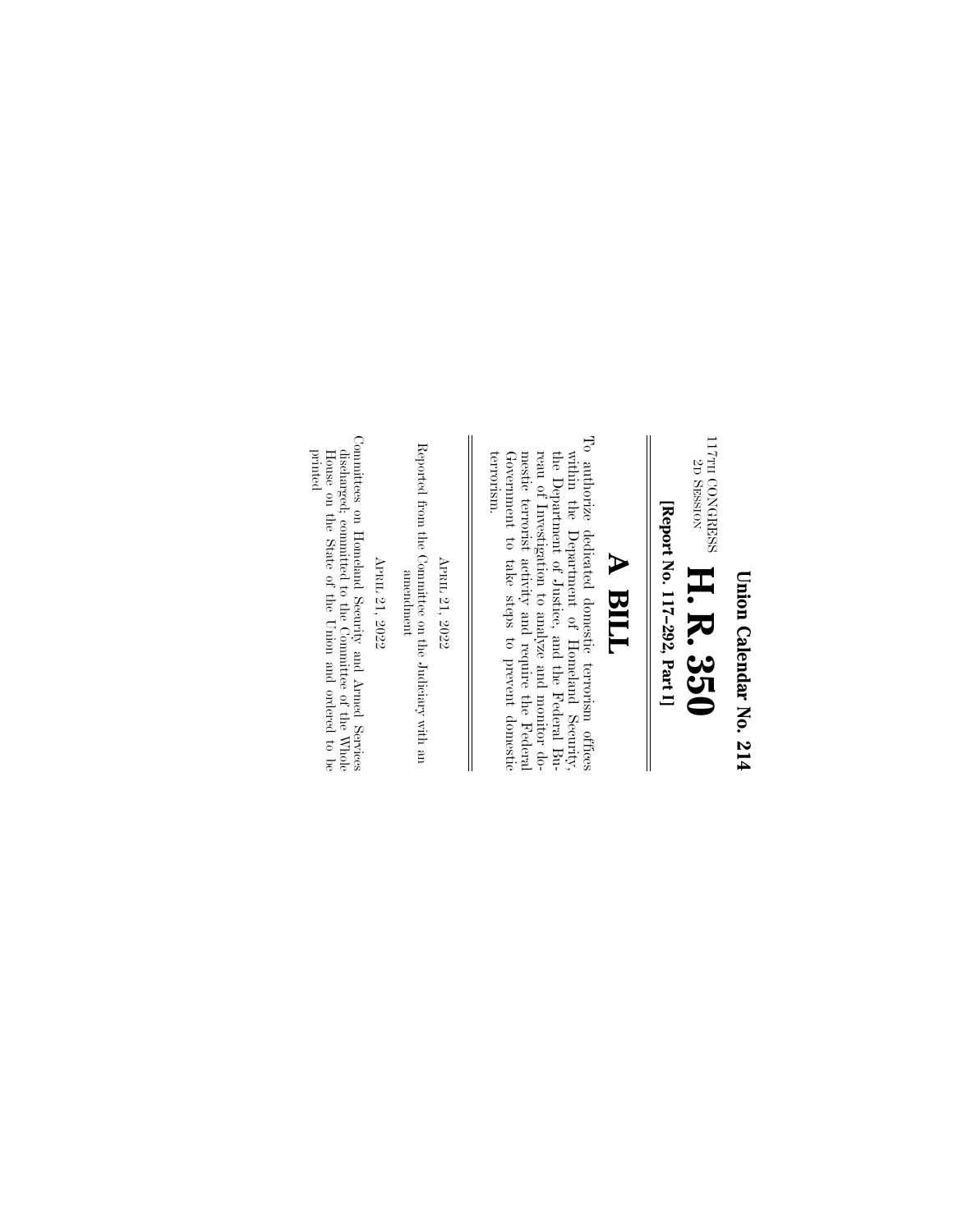# Union Calendar No. 214

117TH CONGRESS
2D SESSION

# H. R. 350

**[Report No. 117–292, Part I]**

# A BILL

To authorize dedicated domestic terrorism offices within the Department of Homeland Security, the Department of Justice, and the Federal Bureau of Investigation to analyze and monitor domestic terrorist activity and require the Federal Government to take steps to prevent domestic terrorism.

---

APRIL 21, 2022

Reported from the Committee on the Judiciary with an amendment

APRIL 21, 2022

Committees on Homeland Security and Armed Services discharged; committed to the Committee of the Whole House on the State of the Union and ordered to be printed